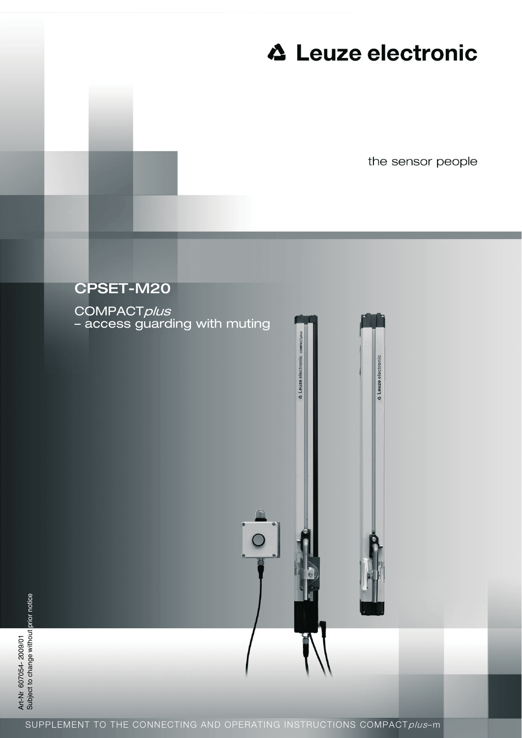# Leuze electronic

the sensor people

## CPSET-M20

COMPACT*plus*
– access guarding with muting

Art-Nr 607054- 2009/01
Subject to change without prior notice

SUPPLEMENT TO THE CONNECTING AND OPERATING INSTRUCTIONS COMPACT*plus*–m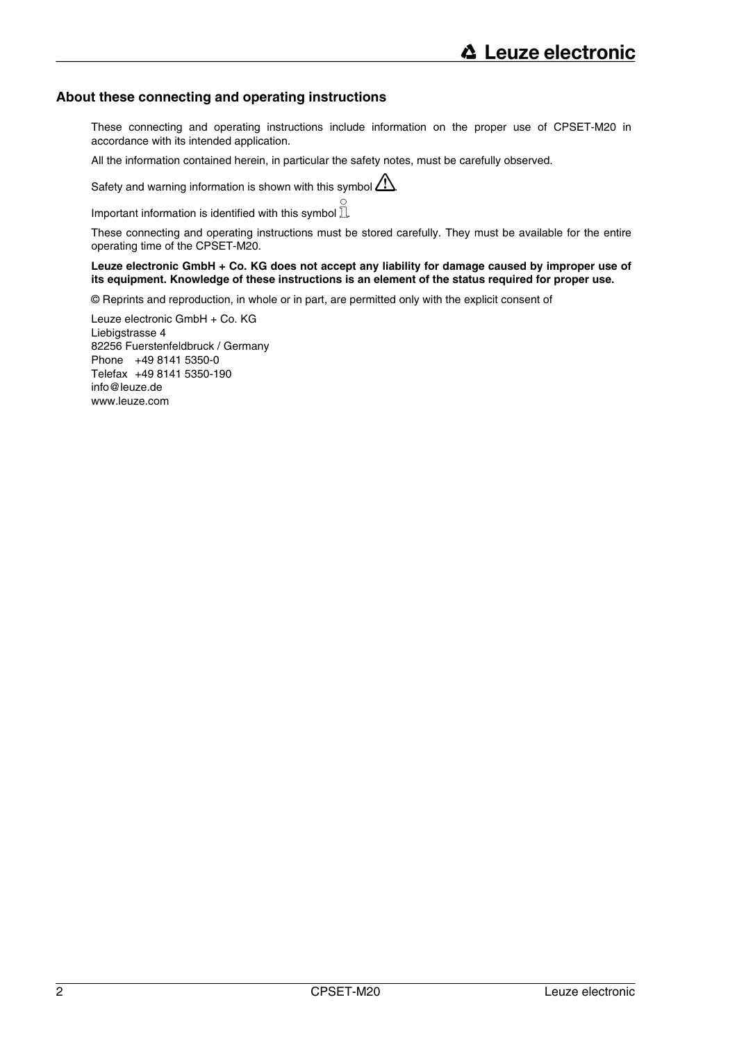## About these connecting and operating instructions

These connecting and operating instructions include information on the proper use of CPSET-M20 in accordance with its intended application.

All the information contained herein, in particular the safety notes, must be carefully observed.

Safety and warning information is shown with this symbol ⚠.

Important information is identified with this symbol ℹ.

These connecting and operating instructions must be stored carefully. They must be available for the entire operating time of the CPSET-M20.

**Leuze electronic GmbH + Co. KG does not accept any liability for damage caused by improper use of its equipment. Knowledge of these instructions is an element of the status required for proper use.**

© Reprints and reproduction, in whole or in part, are permitted only with the explicit consent of

Leuze electronic GmbH + Co. KG
Liebigstrasse 4
82256 Fuerstenfeldbruck / Germany
Phone +49 8141 5350-0
Telefax +49 8141 5350-190
info@leuze.de
www.leuze.com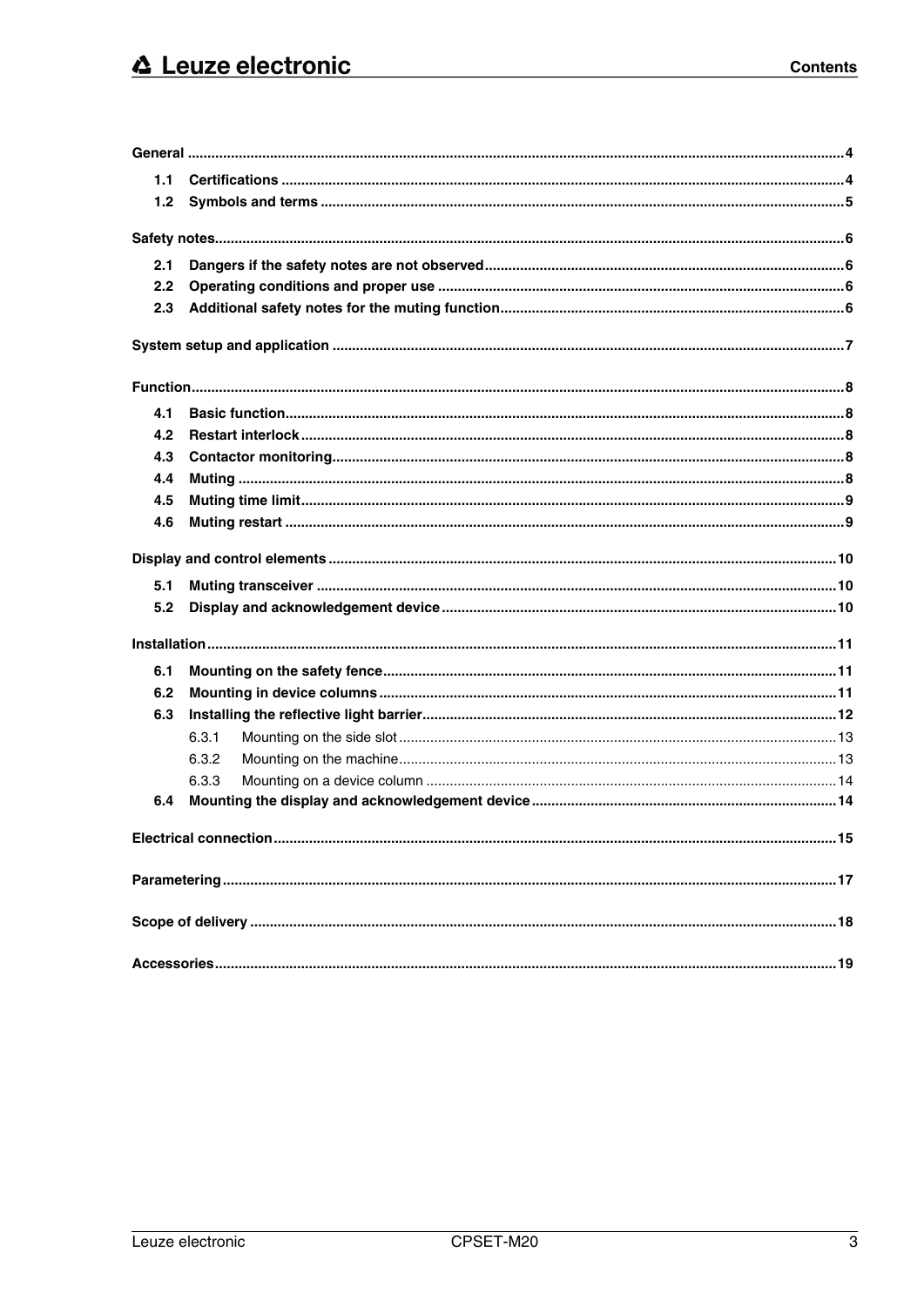# Contents

General .......... 4

- 1.1 Certifications .......... 4
- 1.2 Symbols and terms .......... 5

Safety notes .......... 6

- 2.1 Dangers if the safety notes are not observed .......... 6
- 2.2 Operating conditions and proper use .......... 6
- 2.3 Additional safety notes for the muting function .......... 6

System setup and application .......... 7

Function .......... 8

- 4.1 Basic function .......... 8
- 4.2 Restart interlock .......... 8
- 4.3 Contactor monitoring .......... 8
- 4.4 Muting .......... 8
- 4.5 Muting time limit .......... 9
- 4.6 Muting restart .......... 9

Display and control elements .......... 10

- 5.1 Muting transceiver .......... 10
- 5.2 Display and acknowledgement device .......... 10

Installation .......... 11

- 6.1 Mounting on the safety fence .......... 11
- 6.2 Mounting in device columns .......... 11
- 6.3 Installing the reflective light barrier .......... 12
  - 6.3.1 Mounting on the side slot .......... 13
  - 6.3.2 Mounting on the machine .......... 13
  - 6.3.3 Mounting on a device column .......... 14
- 6.4 Mounting the display and acknowledgement device .......... 14

Electrical connection .......... 15

Parametering .......... 17

Scope of delivery .......... 18

Accessories .......... 19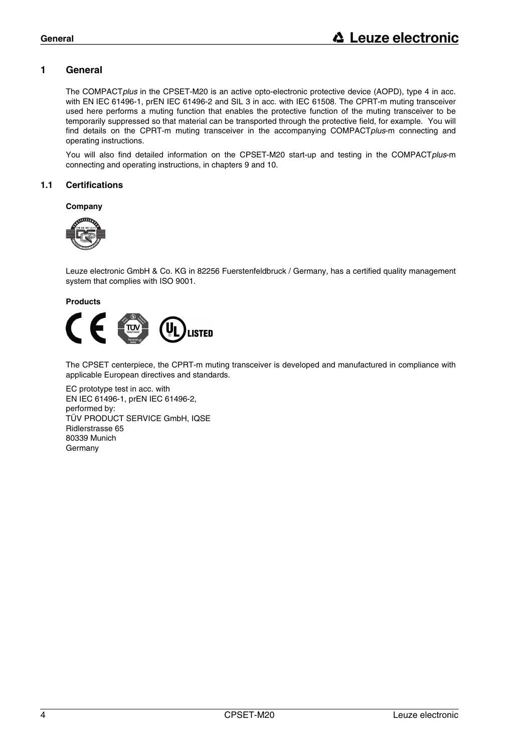# 1 General

The COMPACT*plus* in the CPSET-M20 is an active opto-electronic protective device (AOPD), type 4 in acc. with EN IEC 61496-1, prEN IEC 61496-2 and SIL 3 in acc. with IEC 61508. The CPRT-m muting transceiver used here performs a muting function that enables the protective function of the muting transceiver to be temporarily suppressed so that material can be transported through the protective field, for example. You will find details on the CPRT-m muting transceiver in the accompanying COMPACT*plus*-m connecting and operating instructions.

You will also find detailed information on the CPSET-M20 start-up and testing in the COMPACT*plus*-m connecting and operating instructions, in chapters 9 and 10.

## 1.1 Certifications

**Company**

Leuze electronic GmbH & Co. KG in 82256 Fuerstenfeldbruck / Germany, has a certified quality management system that complies with ISO 9001.

**Products**

The CPSET centerpiece, the CPRT-m muting transceiver is developed and manufactured in compliance with applicable European directives and standards.

EC prototype test in acc. with
EN IEC 61496-1, prEN IEC 61496-2,
performed by:
TÜV PRODUCT SERVICE GmbH, IQSE
Ridlerstrasse 65
80339 Munich
Germany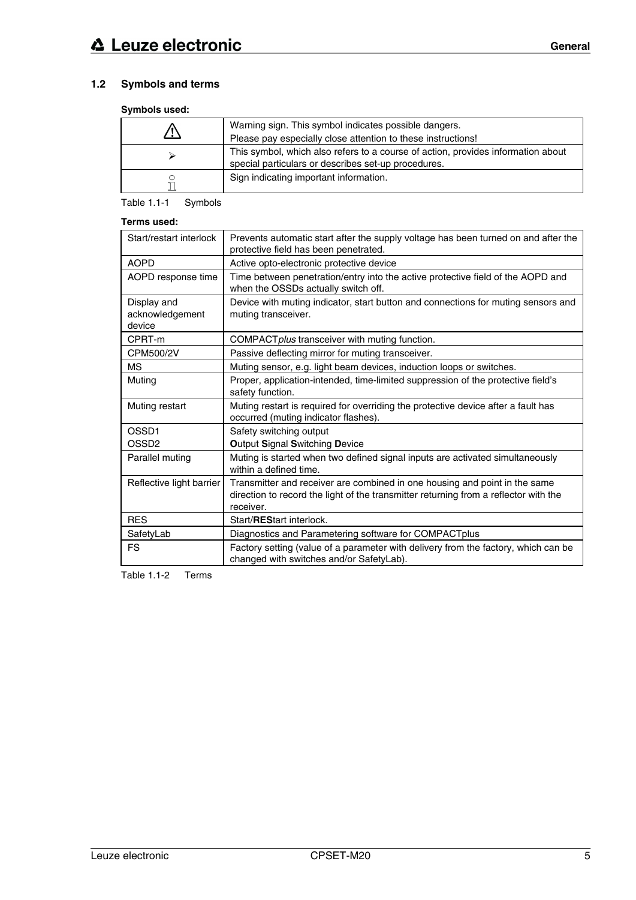## 1.2 Symbols and terms

**Symbols used:**

| | |
|---|---|
| ⚠ | Warning sign. This symbol indicates possible dangers.<br>Please pay especially close attention to these instructions! |
| ➢ | This symbol, which also refers to a course of action, provides information about special particulars or describes set-up procedures. |
| ℹ | Sign indicating important information. |

Table 1.1-1 Symbols

**Terms used:**

| | |
|---|---|
| Start/restart interlock | Prevents automatic start after the supply voltage has been turned on and after the protective field has been penetrated. |
| AOPD | Active opto-electronic protective device |
| AOPD response time | Time between penetration/entry into the active protective field of the AOPD and when the OSSDs actually switch off. |
| Display and acknowledgement device | Device with muting indicator, start button and connections for muting sensors and muting transceiver. |
| CPRT-m | COMPACT*plus* transceiver with muting function. |
| CPM500/2V | Passive deflecting mirror for muting transceiver. |
| MS | Muting sensor, e.g. light beam devices, induction loops or switches. |
| Muting | Proper, application-intended, time-limited suppression of the protective field's safety function. |
| Muting restart | Muting restart is required for overriding the protective device after a fault has occurred (muting indicator flashes). |
| OSSD1<br>OSSD2 | Safety switching output<br>**O**utput **S**ignal **S**witching **D**evice |
| Parallel muting | Muting is started when two defined signal inputs are activated simultaneously within a defined time. |
| Reflective light barrier | Transmitter and receiver are combined in one housing and point in the same direction to record the light of the transmitter returning from a reflector with the receiver. |
| RES | Start/**RES**tart interlock. |
| SafetyLab | Diagnostics and Parametering software for COMPACTplus |
| FS | Factory setting (value of a parameter with delivery from the factory, which can be changed with switches and/or SafetyLab). |

Table 1.1-2 Terms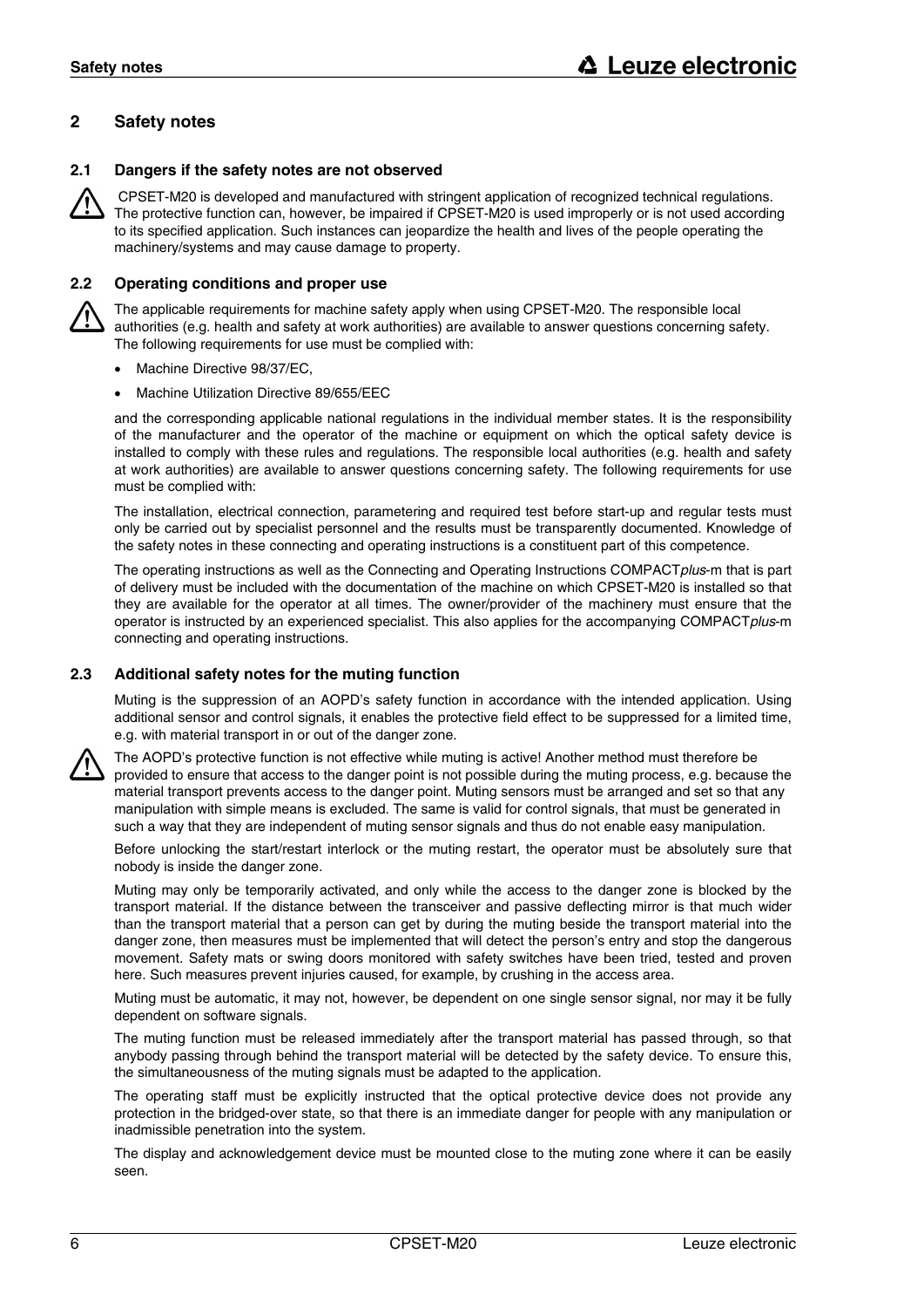## 2 Safety notes

### 2.1 Dangers if the safety notes are not observed

CPSET-M20 is developed and manufactured with stringent application of recognized technical regulations. The protective function can, however, be impaired if CPSET-M20 is used improperly or is not used according to its specified application. Such instances can jeopardize the health and lives of the people operating the machinery/systems and may cause damage to property.

### 2.2 Operating conditions and proper use

The applicable requirements for machine safety apply when using CPSET-M20. The responsible local authorities (e.g. health and safety at work authorities) are available to answer questions concerning safety. The following requirements for use must be complied with:

- Machine Directive 98/37/EC,
- Machine Utilization Directive 89/655/EEC

and the corresponding applicable national regulations in the individual member states. It is the responsibility of the manufacturer and the operator of the machine or equipment on which the optical safety device is installed to comply with these rules and regulations. The responsible local authorities (e.g. health and safety at work authorities) are available to answer questions concerning safety. The following requirements for use must be complied with:

The installation, electrical connection, parametering and required test before start-up and regular tests must only be carried out by specialist personnel and the results must be transparently documented. Knowledge of the safety notes in these connecting and operating instructions is a constituent part of this competence.

The operating instructions as well as the Connecting and Operating Instructions COMPACT*plus*-m that is part of delivery must be included with the documentation of the machine on which CPSET-M20 is installed so that they are available for the operator at all times. The owner/provider of the machinery must ensure that the operator is instructed by an experienced specialist. This also applies for the accompanying COMPACT*plus*-m connecting and operating instructions.

### 2.3 Additional safety notes for the muting function

Muting is the suppression of an AOPD's safety function in accordance with the intended application. Using additional sensor and control signals, it enables the protective field effect to be suppressed for a limited time, e.g. with material transport in or out of the danger zone.

The AOPD's protective function is not effective while muting is active! Another method must therefore be provided to ensure that access to the danger point is not possible during the muting process, e.g. because the material transport prevents access to the danger point. Muting sensors must be arranged and set so that any manipulation with simple means is excluded. The same is valid for control signals, that must be generated in such a way that they are independent of muting sensor signals and thus do not enable easy manipulation.

Before unlocking the start/restart interlock or the muting restart, the operator must be absolutely sure that nobody is inside the danger zone.

Muting may only be temporarily activated, and only while the access to the danger zone is blocked by the transport material. If the distance between the transceiver and passive deflecting mirror is that much wider than the transport material that a person can get by during the muting beside the transport material into the danger zone, then measures must be implemented that will detect the person's entry and stop the dangerous movement. Safety mats or swing doors monitored with safety switches have been tried, tested and proven here. Such measures prevent injuries caused, for example, by crushing in the access area.

Muting must be automatic, it may not, however, be dependent on one single sensor signal, nor may it be fully dependent on software signals.

The muting function must be released immediately after the transport material has passed through, so that anybody passing through behind the transport material will be detected by the safety device. To ensure this, the simultaneousness of the muting signals must be adapted to the application.

The operating staff must be explicitly instructed that the optical protective device does not provide any protection in the bridged-over state, so that there is an immediate danger for people with any manipulation or inadmissible penetration into the system.

The display and acknowledgement device must be mounted close to the muting zone where it can be easily seen.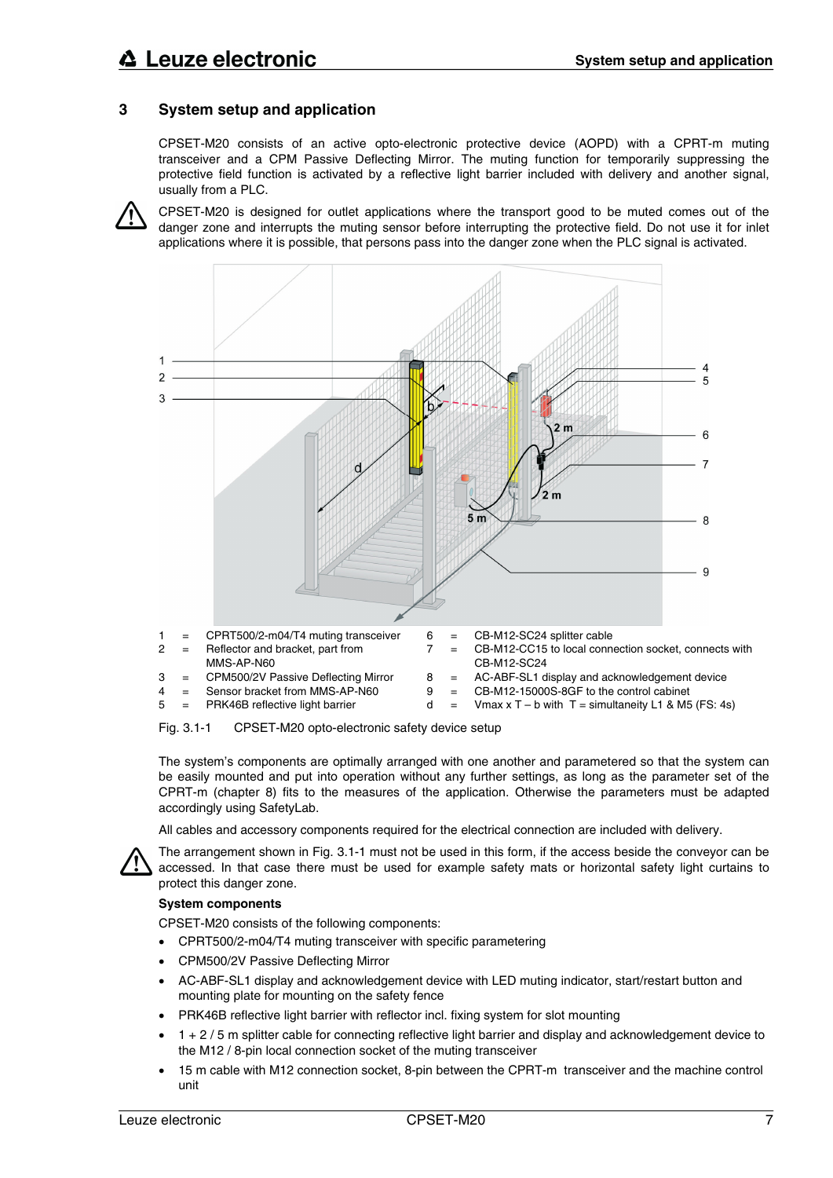## 3 System setup and application

CPSET-M20 consists of an active opto-electronic protective device (AOPD) with a CPRT-m muting transceiver and a CPM Passive Deflecting Mirror. The muting function for temporarily suppressing the protective field function is activated by a reflective light barrier included with delivery and another signal, usually from a PLC.

CPSET-M20 is designed for outlet applications where the transport good to be muted comes out of the danger zone and interrupts the muting sensor before interrupting the protective field. Do not use it for inlet applications where it is possible, that persons pass into the danger zone when the PLC signal is activated.

| | | | | | |
|---|---|---|---|---|---|
| 1 | = | CPRT500/2-m04/T4 muting transceiver | 6 | = | CB-M12-SC24 splitter cable |
| 2 | = | Reflector and bracket, part from MMS-AP-N60 | 7 | = | CB-M12-CC15 to local connection socket, connects with CB-M12-SC24 |
| 3 | = | CPM500/2V Passive Deflecting Mirror | 8 | = | AC-ABF-SL1 display and acknowledgement device |
| 4 | = | Sensor bracket from MMS-AP-N60 | 9 | = | CB-M12-15000S-8GF to the control cabinet |
| 5 | = | PRK46B reflective light barrier | d | = | Vmax x T – b with T = simultaneity L1 & M5 (FS: 4s) |

Fig. 3.1-1 CPSET-M20 opto-electronic safety device setup

The system's components are optimally arranged with one another and parametered so that the system can be easily mounted and put into operation without any further settings, as long as the parameter set of the CPRT-m (chapter 8) fits to the measures of the application. Otherwise the parameters must be adapted accordingly using SafetyLab.

All cables and accessory components required for the electrical connection are included with delivery.

The arrangement shown in Fig. 3.1-1 must not be used in this form, if the access beside the conveyor can be accessed. In that case there must be used for example safety mats or horizontal safety light curtains to protect this danger zone.

**System components**

CPSET-M20 consists of the following components:

- CPRT500/2-m04/T4 muting transceiver with specific parametering
- CPM500/2V Passive Deflecting Mirror
- AC-ABF-SL1 display and acknowledgement device with LED muting indicator, start/restart button and mounting plate for mounting on the safety fence
- PRK46B reflective light barrier with reflector incl. fixing system for slot mounting
- 1 + 2 / 5 m splitter cable for connecting reflective light barrier and display and acknowledgement device to the M12 / 8-pin local connection socket of the muting transceiver
- 15 m cable with M12 connection socket, 8-pin between the CPRT-m transceiver and the machine control unit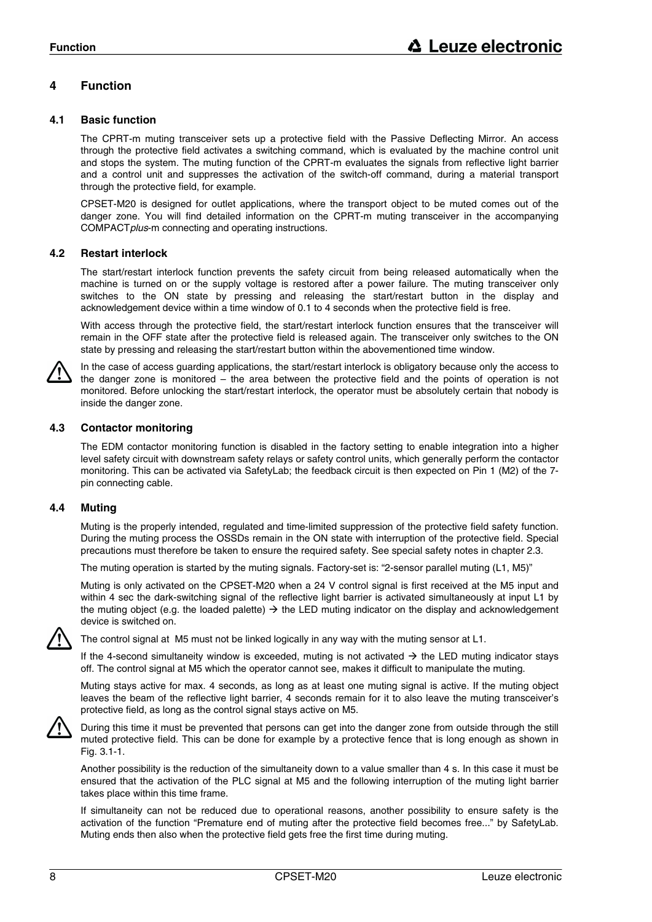# 4 Function

## 4.1 Basic function

The CPRT-m muting transceiver sets up a protective field with the Passive Deflecting Mirror. An access through the protective field activates a switching command, which is evaluated by the machine control unit and stops the system. The muting function of the CPRT-m evaluates the signals from reflective light barrier and a control unit and suppresses the activation of the switch-off command, during a material transport through the protective field, for example.

CPSET-M20 is designed for outlet applications, where the transport object to be muted comes out of the danger zone. You will find detailed information on the CPRT-m muting transceiver in the accompanying COMPACT*plus*-m connecting and operating instructions.

## 4.2 Restart interlock

The start/restart interlock function prevents the safety circuit from being released automatically when the machine is turned on or the supply voltage is restored after a power failure. The muting transceiver only switches to the ON state by pressing and releasing the start/restart button in the display and acknowledgement device within a time window of 0.1 to 4 seconds when the protective field is free.

With access through the protective field, the start/restart interlock function ensures that the transceiver will remain in the OFF state after the protective field is released again. The transceiver only switches to the ON state by pressing and releasing the start/restart button within the abovementioned time window.

⚠ In the case of access guarding applications, the start/restart interlock is obligatory because only the access to the danger zone is monitored – the area between the protective field and the points of operation is not monitored. Before unlocking the start/restart interlock, the operator must be absolutely certain that nobody is inside the danger zone.

## 4.3 Contactor monitoring

The EDM contactor monitoring function is disabled in the factory setting to enable integration into a higher level safety circuit with downstream safety relays or safety control units, which generally perform the contactor monitoring. This can be activated via SafetyLab; the feedback circuit is then expected on Pin 1 (M2) of the 7-pin connecting cable.

## 4.4 Muting

Muting is the properly intended, regulated and time-limited suppression of the protective field safety function. During the muting process the OSSDs remain in the ON state with interruption of the protective field. Special precautions must therefore be taken to ensure the required safety. See special safety notes in chapter 2.3.

The muting operation is started by the muting signals. Factory-set is: "2-sensor parallel muting (L1, M5)"

Muting is only activated on the CPSET-M20 when a 24 V control signal is first received at the M5 input and within 4 sec the dark-switching signal of the reflective light barrier is activated simultaneously at input L1 by the muting object (e.g. the loaded palette) → the LED muting indicator on the display and acknowledgement device is switched on.

⚠ The control signal at M5 must not be linked logically in any way with the muting sensor at L1.

If the 4-second simultaneity window is exceeded, muting is not activated → the LED muting indicator stays off. The control signal at M5 which the operator cannot see, makes it difficult to manipulate the muting.

Muting stays active for max. 4 seconds, as long as at least one muting signal is active. If the muting object leaves the beam of the reflective light barrier, 4 seconds remain for it to also leave the muting transceiver's protective field, as long as the control signal stays active on M5.

⚠ During this time it must be prevented that persons can get into the danger zone from outside through the still muted protective field. This can be done for example by a protective fence that is long enough as shown in Fig. 3.1-1.

Another possibility is the reduction of the simultaneity down to a value smaller than 4 s. In this case it must be ensured that the activation of the PLC signal at M5 and the following interruption of the muting light barrier takes place within this time frame.

If simultaneity can not be reduced due to operational reasons, another possibility to ensure safety is the activation of the function "Premature end of muting after the protective field becomes free..." by SafetyLab. Muting ends then also when the protective field gets free the first time during muting.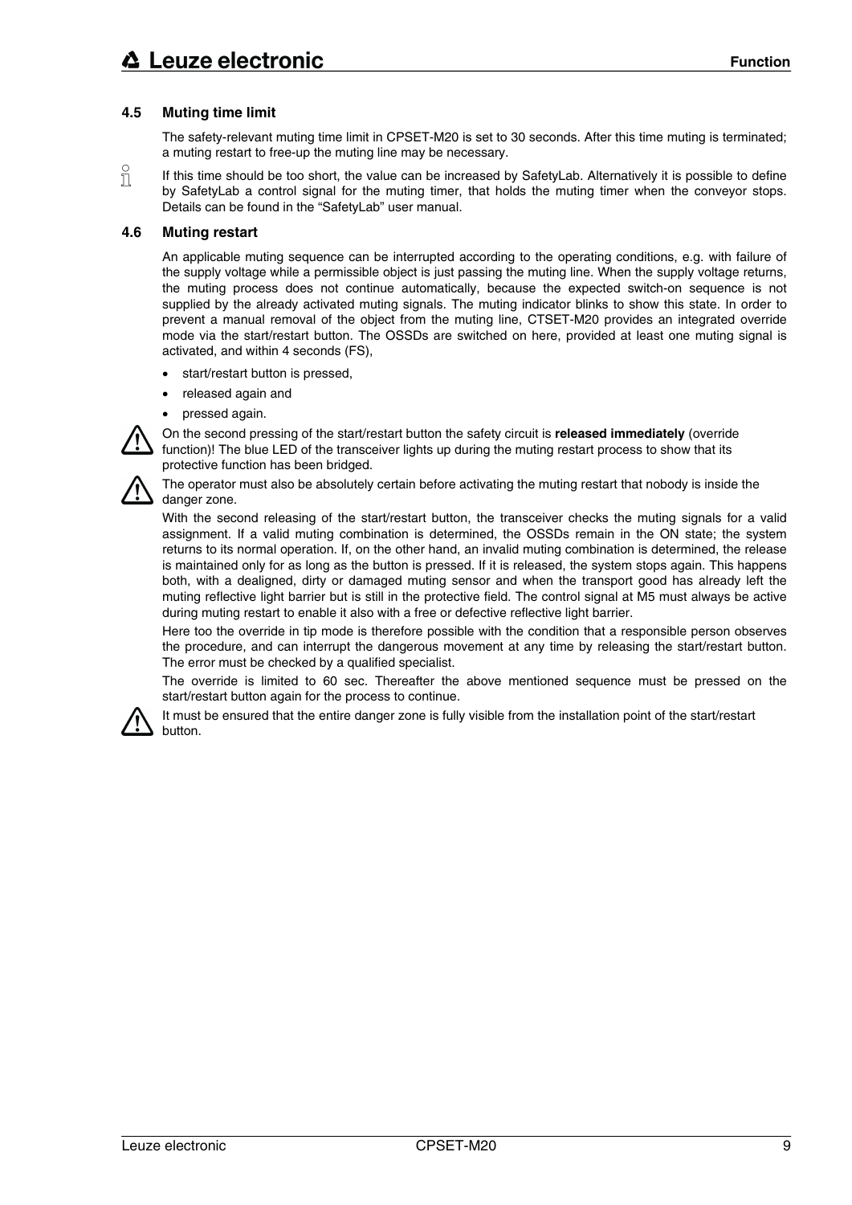### 4.5 Muting time limit

The safety-relevant muting time limit in CPSET-M20 is set to 30 seconds. After this time muting is terminated; a muting restart to free-up the muting line may be necessary.

If this time should be too short, the value can be increased by SafetyLab. Alternatively it is possible to define by SafetyLab a control signal for the muting timer, that holds the muting timer when the conveyor stops. Details can be found in the "SafetyLab" user manual.

### 4.6 Muting restart

An applicable muting sequence can be interrupted according to the operating conditions, e.g. with failure of the supply voltage while a permissible object is just passing the muting line. When the supply voltage returns, the muting process does not continue automatically, because the expected switch-on sequence is not supplied by the already activated muting signals. The muting indicator blinks to show this state. In order to prevent a manual removal of the object from the muting line, CTSET-M20 provides an integrated override mode via the start/restart button. The OSSDs are switched on here, provided at least one muting signal is activated, and within 4 seconds (FS),

- start/restart button is pressed,
- released again and
- pressed again.

On the second pressing of the start/restart button the safety circuit is **released immediately** (override function)! The blue LED of the transceiver lights up during the muting restart process to show that its protective function has been bridged.

The operator must also be absolutely certain before activating the muting restart that nobody is inside the danger zone.

With the second releasing of the start/restart button, the transceiver checks the muting signals for a valid assignment. If a valid muting combination is determined, the OSSDs remain in the ON state; the system returns to its normal operation. If, on the other hand, an invalid muting combination is determined, the release is maintained only for as long as the button is pressed. If it is released, the system stops again. This happens both, with a dealigned, dirty or damaged muting sensor and when the transport good has already left the muting reflective light barrier but is still in the protective field. The control signal at M5 must always be active during muting restart to enable it also with a free or defective reflective light barrier.

Here too the override in tip mode is therefore possible with the condition that a responsible person observes the procedure, and can interrupt the dangerous movement at any time by releasing the start/restart button. The error must be checked by a qualified specialist.

The override is limited to 60 sec. Thereafter the above mentioned sequence must be pressed on the start/restart button again for the process to continue.

It must be ensured that the entire danger zone is fully visible from the installation point of the start/restart button.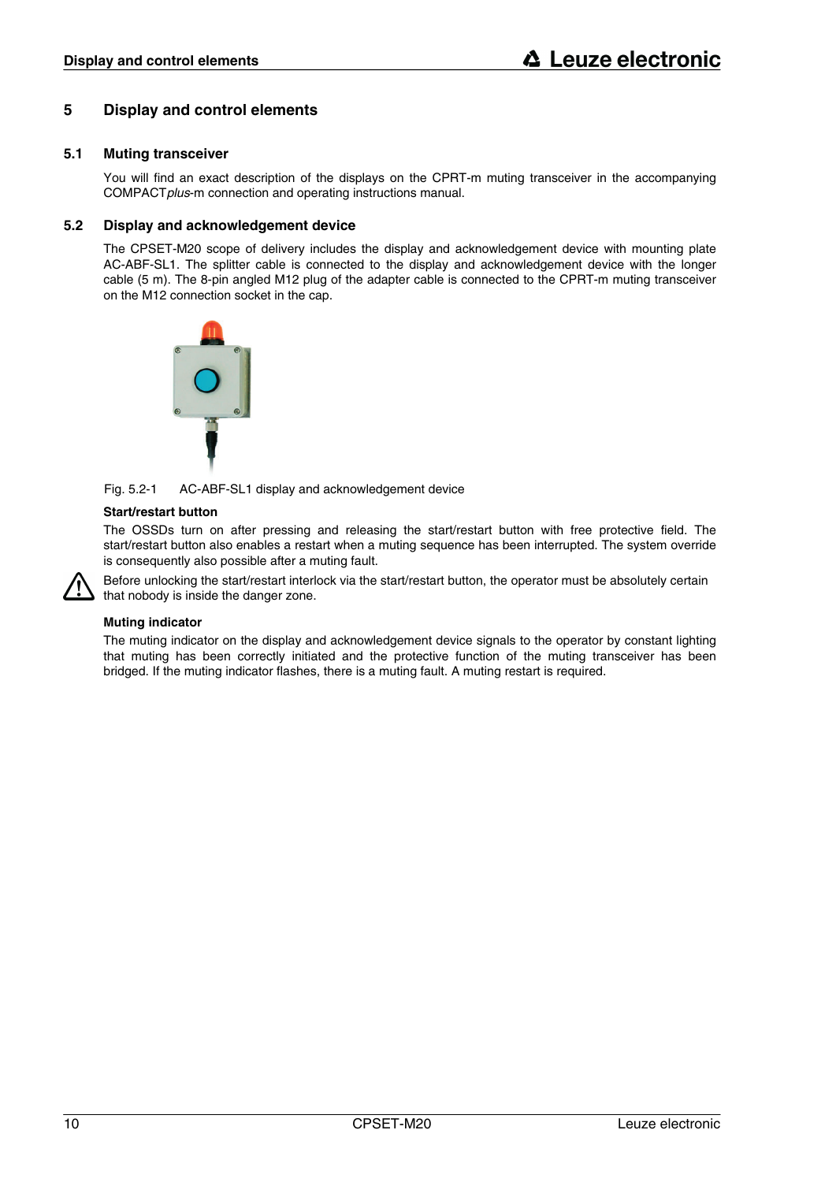# 5 Display and control elements

## 5.1 Muting transceiver

You will find an exact description of the displays on the CPRT-m muting transceiver in the accompanying COMPACT*plus*-m connection and operating instructions manual.

## 5.2 Display and acknowledgement device

The CPSET-M20 scope of delivery includes the display and acknowledgement device with mounting plate AC-ABF-SL1. The splitter cable is connected to the display and acknowledgement device with the longer cable (5 m). The 8-pin angled M12 plug of the adapter cable is connected to the CPRT-m muting transceiver on the M12 connection socket in the cap.

Fig. 5.2-1 AC-ABF-SL1 display and acknowledgement device

**Start/restart button**

The OSSDs turn on after pressing and releasing the start/restart button with free protective field. The start/restart button also enables a restart when a muting sequence has been interrupted. The system override is consequently also possible after a muting fault.

⚠ Before unlocking the start/restart interlock via the start/restart button, the operator must be absolutely certain that nobody is inside the danger zone.

**Muting indicator**

The muting indicator on the display and acknowledgement device signals to the operator by constant lighting that muting has been correctly initiated and the protective function of the muting transceiver has been bridged. If the muting indicator flashes, there is a muting fault. A muting restart is required.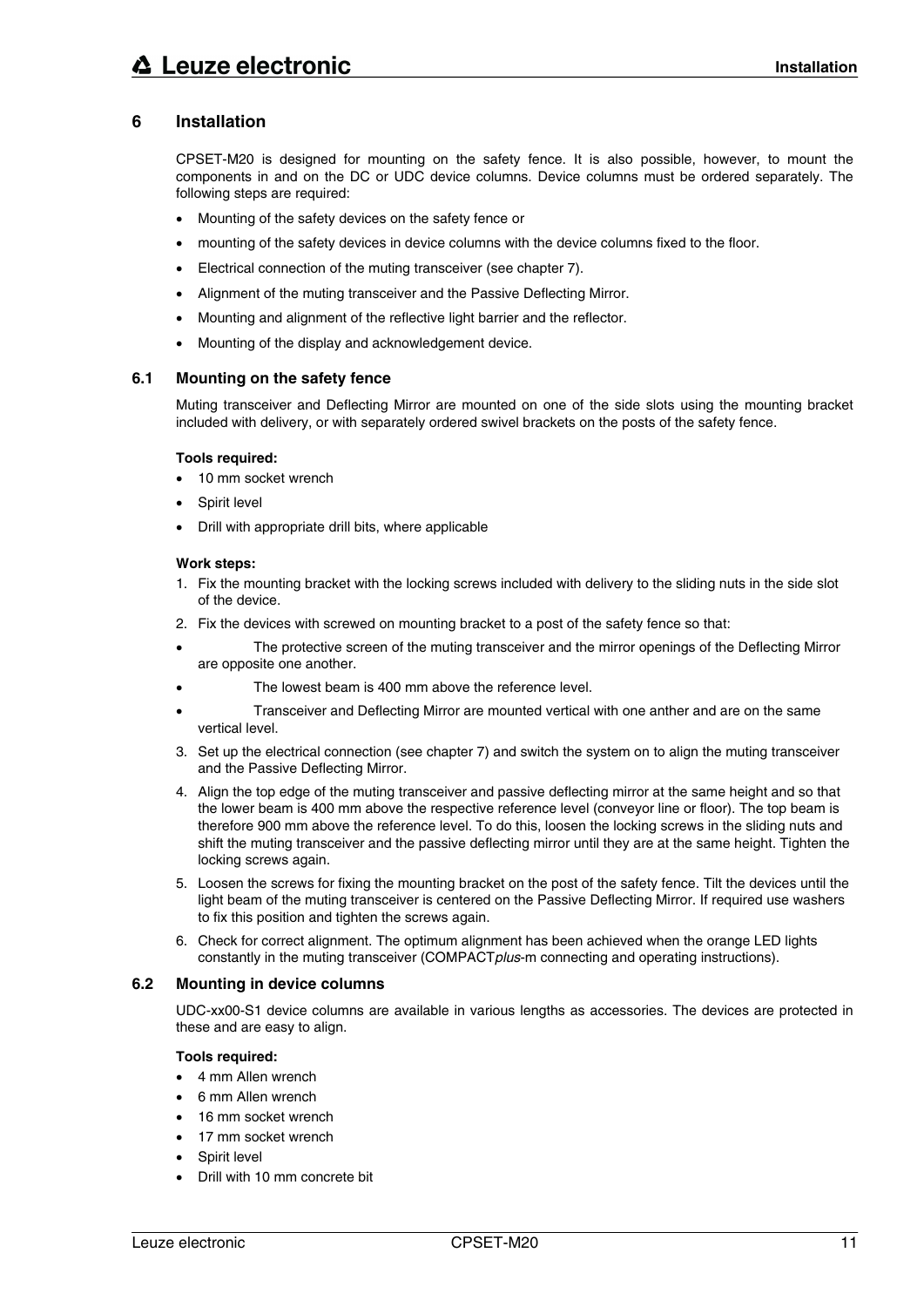# 6 Installation

CPSET-M20 is designed for mounting on the safety fence. It is also possible, however, to mount the components in and on the DC or UDC device columns. Device columns must be ordered separately. The following steps are required:

- Mounting of the safety devices on the safety fence or
- mounting of the safety devices in device columns with the device columns fixed to the floor.
- Electrical connection of the muting transceiver (see chapter 7).
- Alignment of the muting transceiver and the Passive Deflecting Mirror.
- Mounting and alignment of the reflective light barrier and the reflector.
- Mounting of the display and acknowledgement device.

## 6.1 Mounting on the safety fence

Muting transceiver and Deflecting Mirror are mounted on one of the side slots using the mounting bracket included with delivery, or with separately ordered swivel brackets on the posts of the safety fence.

**Tools required:**

- 10 mm socket wrench
- Spirit level
- Drill with appropriate drill bits, where applicable

**Work steps:**

1. Fix the mounting bracket with the locking screws included with delivery to the sliding nuts in the side slot of the device.
2. Fix the devices with screwed on mounting bracket to a post of the safety fence so that:
   - The protective screen of the muting transceiver and the mirror openings of the Deflecting Mirror are opposite one another.
   - The lowest beam is 400 mm above the reference level.
   - Transceiver and Deflecting Mirror are mounted vertical with one anther and are on the same vertical level.
3. Set up the electrical connection (see chapter 7) and switch the system on to align the muting transceiver and the Passive Deflecting Mirror.
4. Align the top edge of the muting transceiver and passive deflecting mirror at the same height and so that the lower beam is 400 mm above the respective reference level (conveyor line or floor). The top beam is therefore 900 mm above the reference level. To do this, loosen the locking screws in the sliding nuts and shift the muting transceiver and the passive deflecting mirror until they are at the same height. Tighten the locking screws again.
5. Loosen the screws for fixing the mounting bracket on the post of the safety fence. Tilt the devices until the light beam of the muting transceiver is centered on the Passive Deflecting Mirror. If required use washers to fix this position and tighten the screws again.
6. Check for correct alignment. The optimum alignment has been achieved when the orange LED lights constantly in the muting transceiver (COMPACT*plus*-m connecting and operating instructions).

## 6.2 Mounting in device columns

UDC-xx00-S1 device columns are available in various lengths as accessories. The devices are protected in these and are easy to align.

**Tools required:**

- 4 mm Allen wrench
- 6 mm Allen wrench
- 16 mm socket wrench
- 17 mm socket wrench
- Spirit level
- Drill with 10 mm concrete bit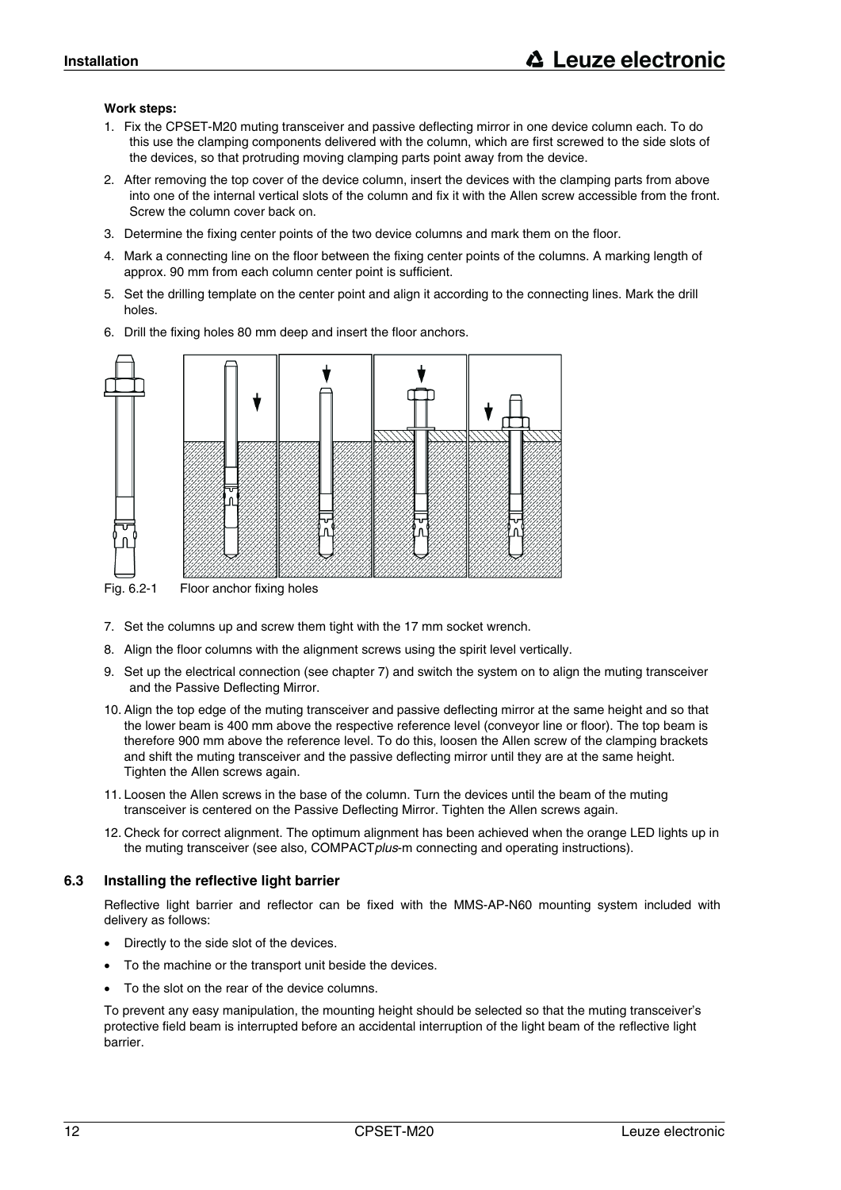**Work steps:**

1. Fix the CPSET-M20 muting transceiver and passive deflecting mirror in one device column each. To do this use the clamping components delivered with the column, which are first screwed to the side slots of the devices, so that protruding moving clamping parts point away from the device.
2. After removing the top cover of the device column, insert the devices with the clamping parts from above into one of the internal vertical slots of the column and fix it with the Allen screw accessible from the front. Screw the column cover back on.
3. Determine the fixing center points of the two device columns and mark them on the floor.
4. Mark a connecting line on the floor between the fixing center points of the columns. A marking length of approx. 90 mm from each column center point is sufficient.
5. Set the drilling template on the center point and align it according to the connecting lines. Mark the drill holes.
6. Drill the fixing holes 80 mm deep and insert the floor anchors.

Fig. 6.2-1 Floor anchor fixing holes

7. Set the columns up and screw them tight with the 17 mm socket wrench.
8. Align the floor columns with the alignment screws using the spirit level vertically.
9. Set up the electrical connection (see chapter 7) and switch the system on to align the muting transceiver and the Passive Deflecting Mirror.
10. Align the top edge of the muting transceiver and passive deflecting mirror at the same height and so that the lower beam is 400 mm above the respective reference level (conveyor line or floor). The top beam is therefore 900 mm above the reference level. To do this, loosen the Allen screw of the clamping brackets and shift the muting transceiver and the passive deflecting mirror until they are at the same height. Tighten the Allen screws again.
11. Loosen the Allen screws in the base of the column. Turn the devices until the beam of the muting transceiver is centered on the Passive Deflecting Mirror. Tighten the Allen screws again.
12. Check for correct alignment. The optimum alignment has been achieved when the orange LED lights up in the muting transceiver (see also, COMPACT*plus*-m connecting and operating instructions).

### 6.3 Installing the reflective light barrier

Reflective light barrier and reflector can be fixed with the MMS-AP-N60 mounting system included with delivery as follows:

- Directly to the side slot of the devices.
- To the machine or the transport unit beside the devices.
- To the slot on the rear of the device columns.

To prevent any easy manipulation, the mounting height should be selected so that the muting transceiver's protective field beam is interrupted before an accidental interruption of the light beam of the reflective light barrier.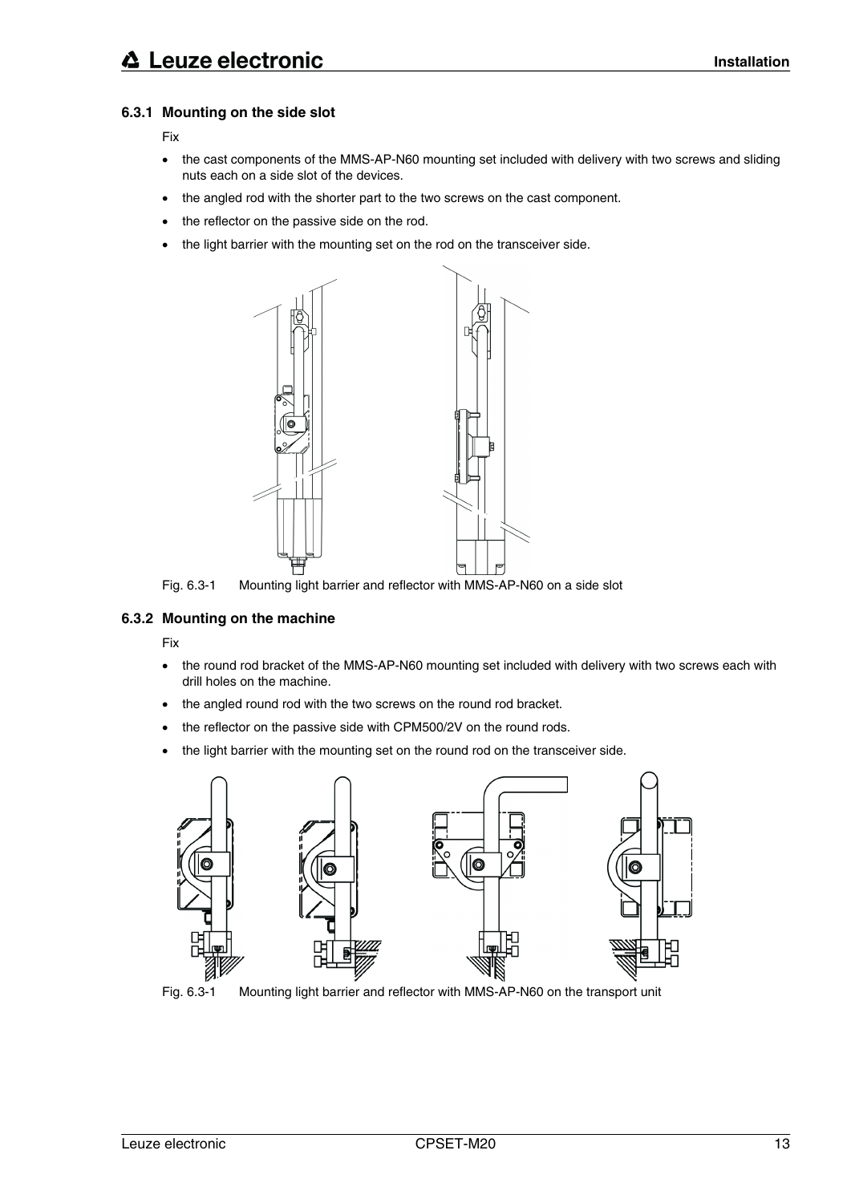### 6.3.1 Mounting on the side slot

Fix

- the cast components of the MMS-AP-N60 mounting set included with delivery with two screws and sliding nuts each on a side slot of the devices.
- the angled rod with the shorter part to the two screws on the cast component.
- the reflector on the passive side on the rod.
- the light barrier with the mounting set on the rod on the transceiver side.

Fig. 6.3-1 Mounting light barrier and reflector with MMS-AP-N60 on a side slot

### 6.3.2 Mounting on the machine

Fix

- the round rod bracket of the MMS-AP-N60 mounting set included with delivery with two screws each with drill holes on the machine.
- the angled round rod with the two screws on the round rod bracket.
- the reflector on the passive side with CPM500/2V on the round rods.
- the light barrier with the mounting set on the round rod on the transceiver side.

Fig. 6.3-1 Mounting light barrier and reflector with MMS-AP-N60 on the transport unit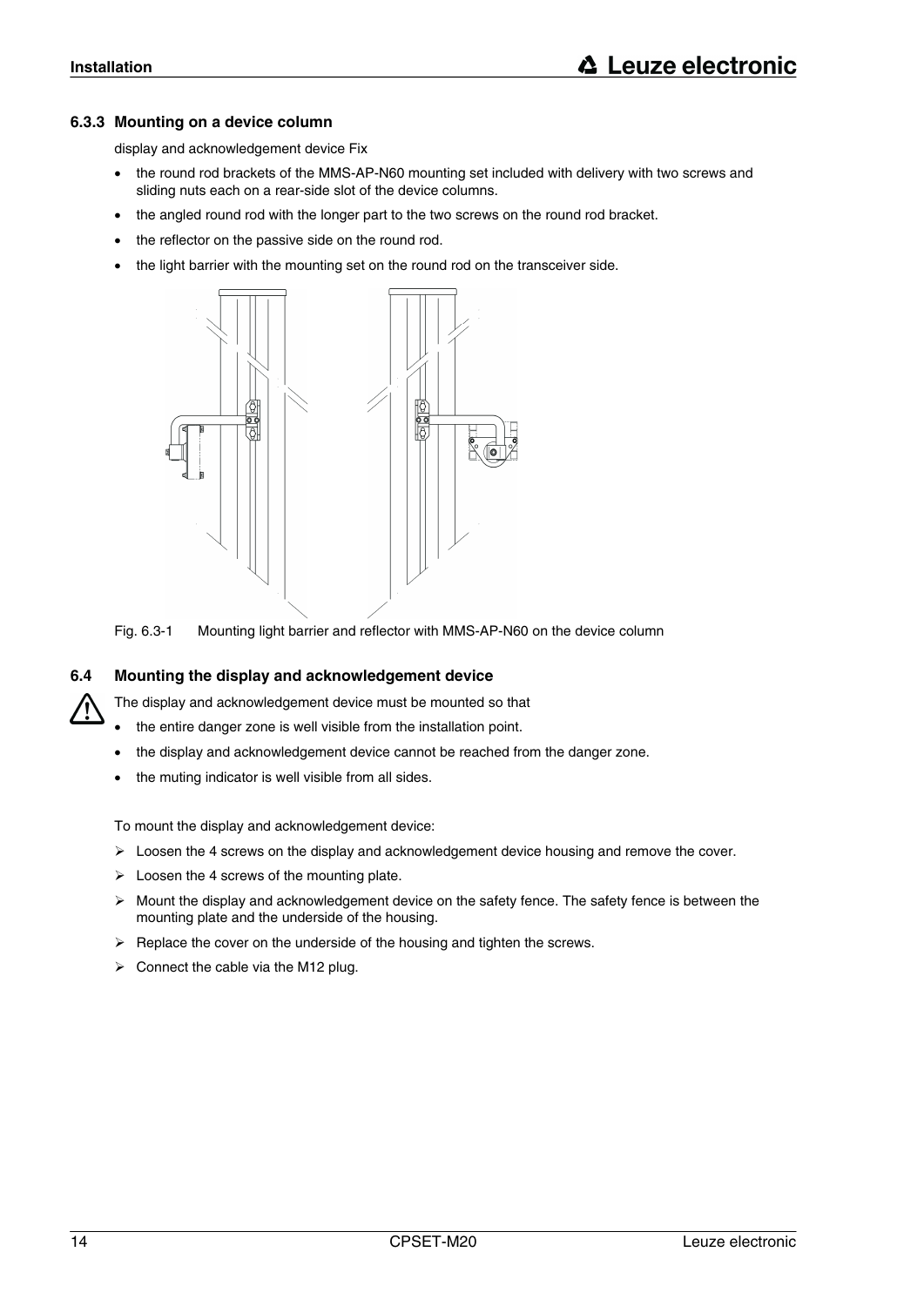### 6.3.3 Mounting on a device column

display and acknowledgement device Fix

- the round rod brackets of the MMS-AP-N60 mounting set included with delivery with two screws and sliding nuts each on a rear-side slot of the device columns.
- the angled round rod with the longer part to the two screws on the round rod bracket.
- the reflector on the passive side on the round rod.
- the light barrier with the mounting set on the round rod on the transceiver side.

Fig. 6.3-1 Mounting light barrier and reflector with MMS-AP-N60 on the device column

## 6.4 Mounting the display and acknowledgement device

The display and acknowledgement device must be mounted so that

- the entire danger zone is well visible from the installation point.
- the display and acknowledgement device cannot be reached from the danger zone.
- the muting indicator is well visible from all sides.

To mount the display and acknowledgement device:

- ➢ Loosen the 4 screws on the display and acknowledgement device housing and remove the cover.
- ➢ Loosen the 4 screws of the mounting plate.
- ➢ Mount the display and acknowledgement device on the safety fence. The safety fence is between the mounting plate and the underside of the housing.
- ➢ Replace the cover on the underside of the housing and tighten the screws.
- ➢ Connect the cable via the M12 plug.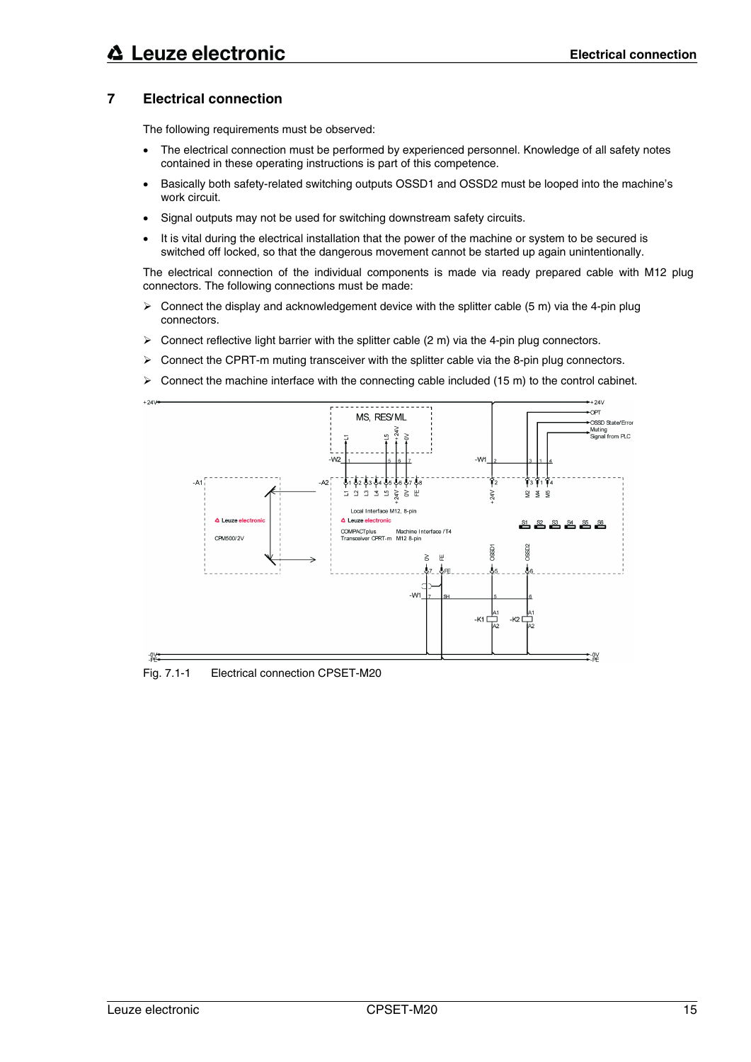# 7 Electrical connection

The following requirements must be observed:

- The electrical connection must be performed by experienced personnel. Knowledge of all safety notes contained in these operating instructions is part of this competence.
- Basically both safety-related switching outputs OSSD1 and OSSD2 must be looped into the machine's work circuit.
- Signal outputs may not be used for switching downstream safety circuits.
- It is vital during the electrical installation that the power of the machine or system to be secured is switched off locked, so that the dangerous movement cannot be started up again unintentionally.

The electrical connection of the individual components is made via ready prepared cable with M12 plug connectors. The following connections must be made:

- ➢ Connect the display and acknowledgement device with the splitter cable (5 m) via the 4-pin plug connectors.
- ➢ Connect reflective light barrier with the splitter cable (2 m) via the 4-pin plug connectors.
- ➢ Connect the CPRT-m muting transceiver with the splitter cable via the 8-pin plug connectors.
- ➢ Connect the machine interface with the connecting cable included (15 m) to the control cabinet.

Fig. 7.1-1 Electrical connection CPSET-M20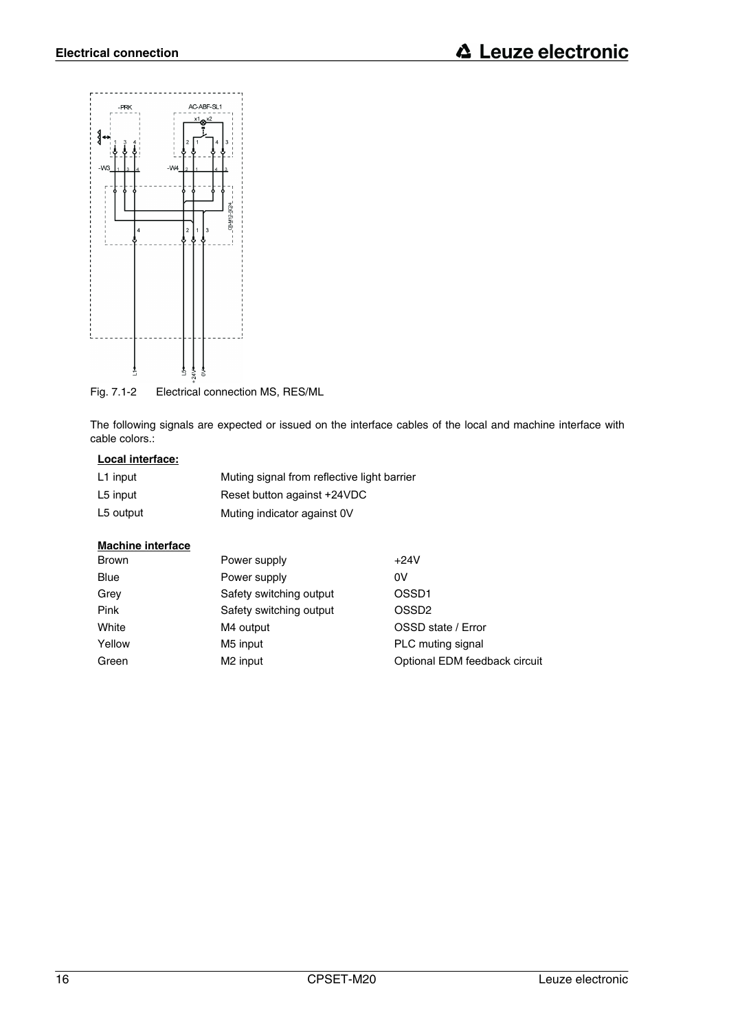Fig. 7.1-2    Electrical connection MS, RES/ML

The following signals are expected or issued on the interface cables of the local and machine interface with cable colors.:

**Local interface:**

| | |
|---|---|
| L1 input | Muting signal from reflective light barrier |
| L5 input | Reset button against +24VDC |
| L5 output | Muting indicator against 0V |

**Machine interface**

| | | |
|---|---|---|
| Brown | Power supply | +24V |
| Blue | Power supply | 0V |
| Grey | Safety switching output | OSSD1 |
| Pink | Safety switching output | OSSD2 |
| White | M4 output | OSSD state / Error |
| Yellow | M5 input | PLC muting signal |
| Green | M2 input | Optional EDM feedback circuit |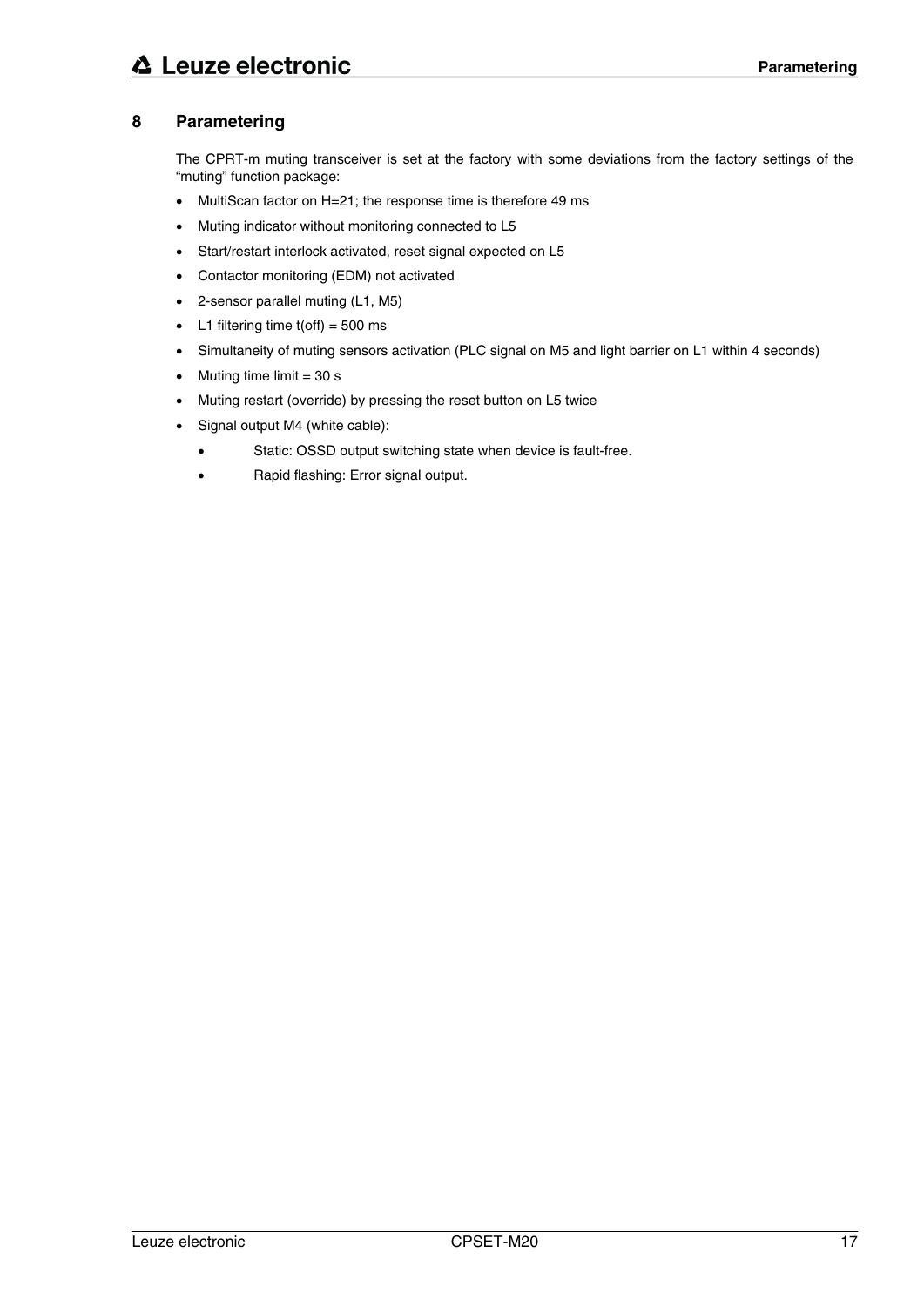# 8 Parametering

The CPRT-m muting transceiver is set at the factory with some deviations from the factory settings of the "muting" function package:

- MultiScan factor on H=21; the response time is therefore 49 ms
- Muting indicator without monitoring connected to L5
- Start/restart interlock activated, reset signal expected on L5
- Contactor monitoring (EDM) not activated
- 2-sensor parallel muting (L1, M5)
- L1 filtering time t(off) = 500 ms
- Simultaneity of muting sensors activation (PLC signal on M5 and light barrier on L1 within 4 seconds)
- Muting time limit = 30 s
- Muting restart (override) by pressing the reset button on L5 twice
- Signal output M4 (white cable):
  - Static: OSSD output switching state when device is fault-free.
  - Rapid flashing: Error signal output.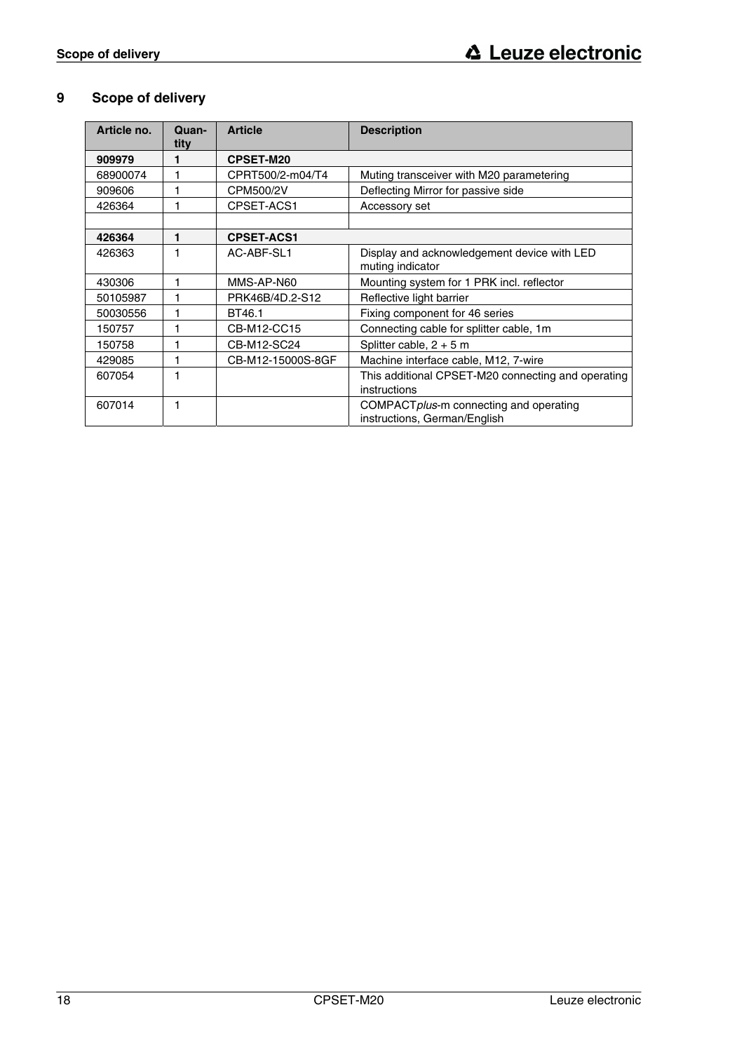# 9 Scope of delivery

| Article no. | Quantity | Article | Description |
|---|---|---|---|
| **909979** | **1** | **CPSET-M20** | |
| 68900074 | 1 | CPRT500/2-m04/T4 | Muting transceiver with M20 parametering |
| 909606 | 1 | CPM500/2V | Deflecting Mirror for passive side |
| 426364 | 1 | CPSET-ACS1 | Accessory set |
| | | | |
| **426364** | **1** | **CPSET-ACS1** | |
| 426363 | 1 | AC-ABF-SL1 | Display and acknowledgement device with LED muting indicator |
| 430306 | 1 | MMS-AP-N60 | Mounting system for 1 PRK incl. reflector |
| 50105987 | 1 | PRK46B/4D.2-S12 | Reflective light barrier |
| 50030556 | 1 | BT46.1 | Fixing component for 46 series |
| 150757 | 1 | CB-M12-CC15 | Connecting cable for splitter cable, 1m |
| 150758 | 1 | CB-M12-SC24 | Splitter cable, 2 + 5 m |
| 429085 | 1 | CB-M12-15000S-8GF | Machine interface cable, M12, 7-wire |
| 607054 | 1 | | This additional CPSET-M20 connecting and operating instructions |
| 607014 | 1 | | COMPACT*plus*-m connecting and operating instructions, German/English |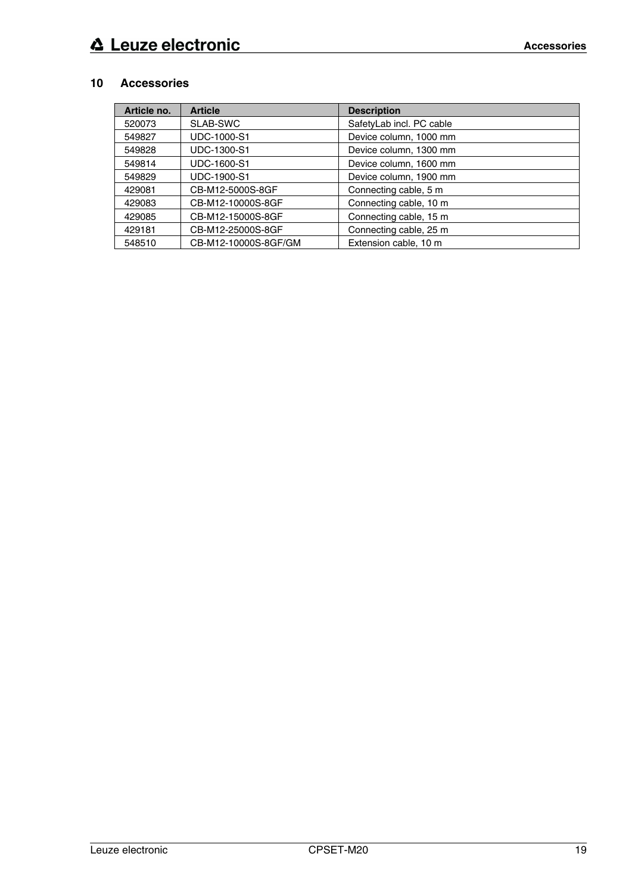## 10 Accessories

| Article no. | Article | Description |
|---|---|---|
| 520073 | SLAB-SWC | SafetyLab incl. PC cable |
| 549827 | UDC-1000-S1 | Device column, 1000 mm |
| 549828 | UDC-1300-S1 | Device column, 1300 mm |
| 549814 | UDC-1600-S1 | Device column, 1600 mm |
| 549829 | UDC-1900-S1 | Device column, 1900 mm |
| 429081 | CB-M12-5000S-8GF | Connecting cable, 5 m |
| 429083 | CB-M12-10000S-8GF | Connecting cable, 10 m |
| 429085 | CB-M12-15000S-8GF | Connecting cable, 15 m |
| 429181 | CB-M12-25000S-8GF | Connecting cable, 25 m |
| 548510 | CB-M12-10000S-8GF/GM | Extension cable, 10 m |